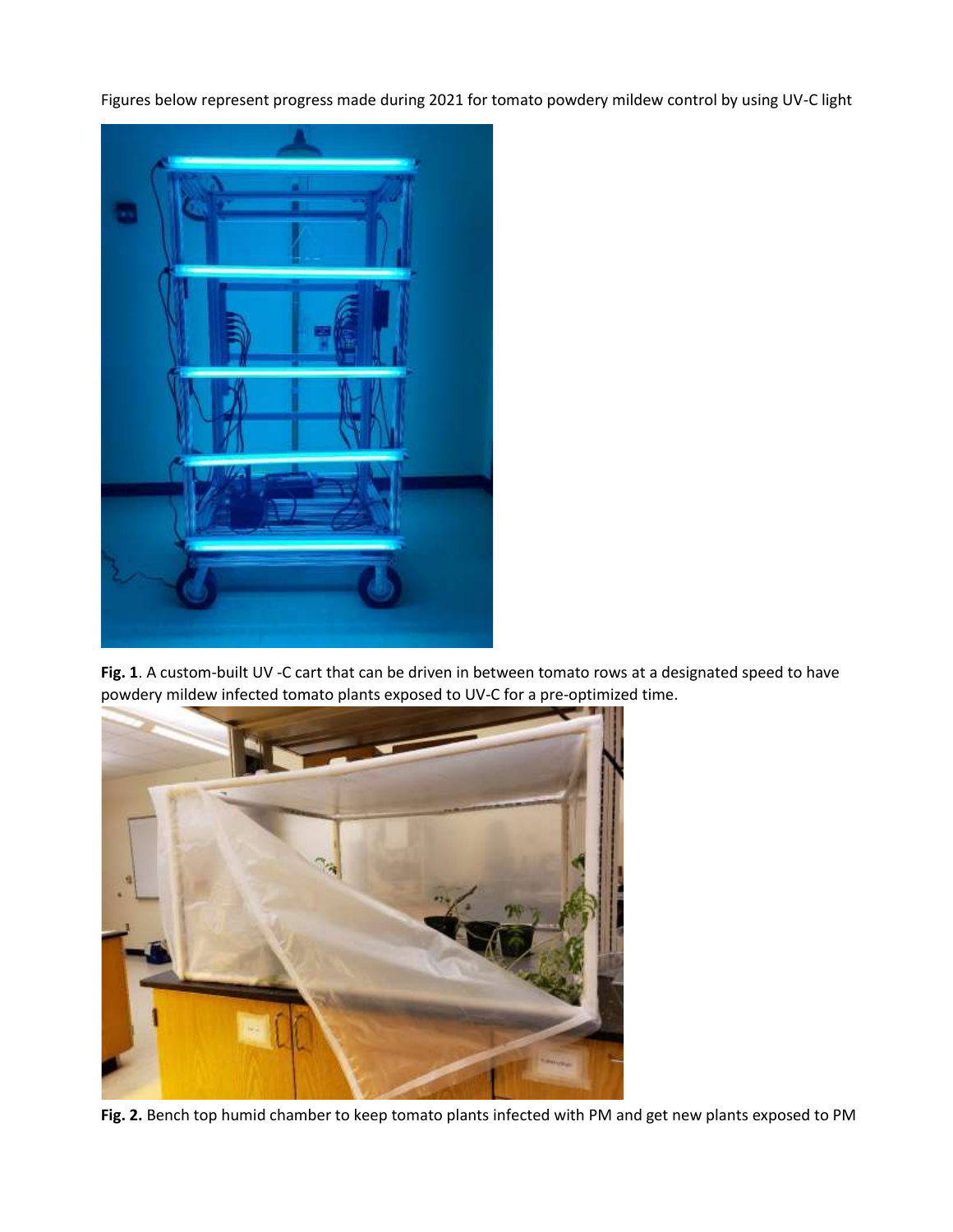Figures below represent progress made during 2021 for tomato powdery mildew control by using UV-C light

**Fig. 1**. A custom-built UV -C cart that can be driven in between tomato rows at a designated speed to have powdery mildew infected tomato plants exposed to UV-C for a pre-optimized time.

**Fig. 2.** Bench top humid chamber to keep tomato plants infected with PM and get new plants exposed to PM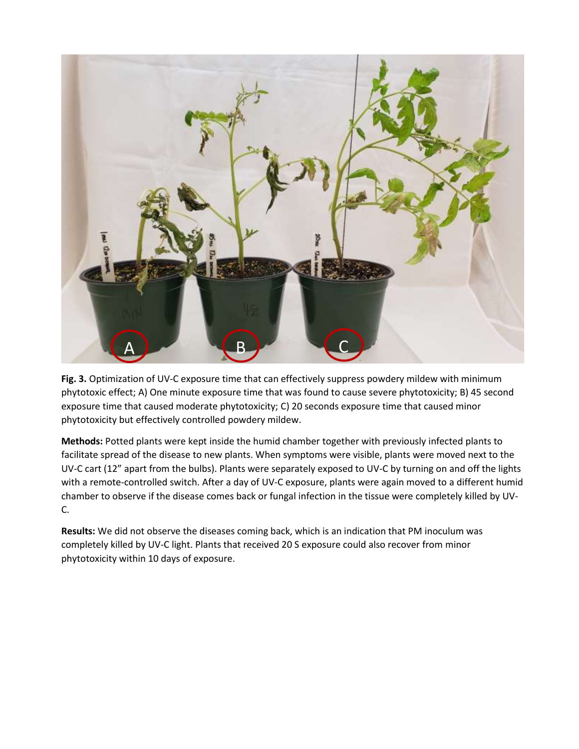**Fig. 3.** Optimization of UV-C exposure time that can effectively suppress powdery mildew with minimum phytotoxic effect; A) One minute exposure time that was found to cause severe phytotoxicity; B) 45 second exposure time that caused moderate phytotoxicity; C) 20 seconds exposure time that caused minor phytotoxicity but effectively controlled powdery mildew.

**Methods:** Potted plants were kept inside the humid chamber together with previously infected plants to facilitate spread of the disease to new plants. When symptoms were visible, plants were moved next to the UV-C cart (12" apart from the bulbs). Plants were separately exposed to UV-C by turning on and off the lights with a remote-controlled switch. After a day of UV-C exposure, plants were again moved to a different humid chamber to observe if the disease comes back or fungal infection in the tissue were completely killed by UV-C.

**Results:** We did not observe the diseases coming back, which is an indication that PM inoculum was completely killed by UV-C light. Plants that received 20 S exposure could also recover from minor phytotoxicity within 10 days of exposure.